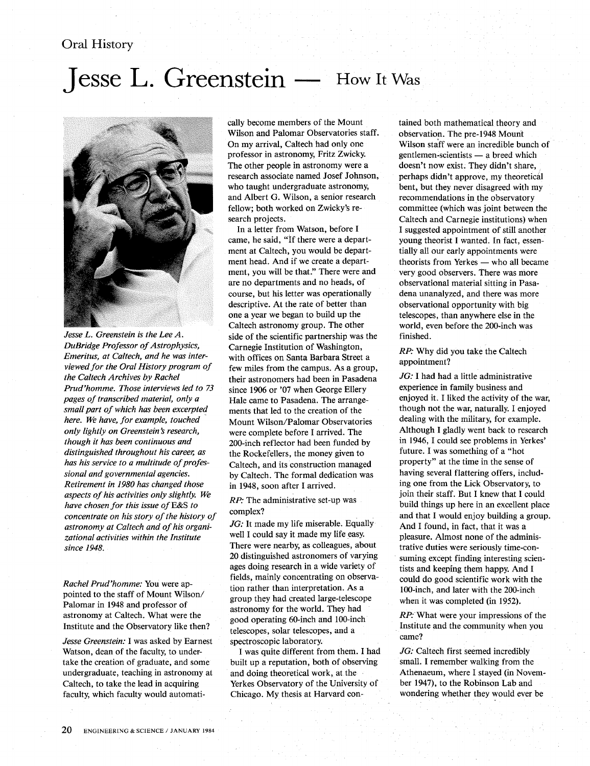Oral History

# Jesse L. Greenstein — How It Was

*Jesse L. Greenstein is the Lee A. DuBridge Professor of Astrophysics, Emeritus, at Caltech, and he was interviewed for the Oral History program of the Caltech Archives by Rachel Prud'homme. Those interviews led to 73 pages of transcribed material, only a small part of which has been excerpted here. We have, for example, touched only lightly on Greenstein's research, though it has been continuous and distinguished throughout his career, as has his service to a multitude of professional and governmental agencies. Retirement in 1980 has changed those aspects of his activities only slightly. We have chosen for this issue of E&S to concentrate on his story of the history of astronomy at Caltech and of his organizational activities within the Institute since 1948.*

*Rachel Prud'homme:* You were appointed to the staff of Mount Wilson/Palomar in 1948 and professor of astronomy at Caltech. What were the Institute and the Observatory like then?

*Jesse Greenstein:* I was asked by Earnest Watson, dean of the faculty, to undertake the creation of graduate, and some undergraduate, teaching in astronomy at Caltech, to take the lead in acquiring faculty, which faculty would automatically become members of the Mount Wilson and Palomar Observatories staff. On my arrival, Caltech had only one professor in astronomy, Fritz Zwicky. The other people in astronomy were a research associate named Josef Johnson, who taught undergraduate astronomy, and Albert G. Wilson, a senior research fellow; both worked on Zwicky's research projects.

In a letter from Watson, before I came, he said, "If there were a department at Caltech, you would be department head. And if we create a department, you will be that." There were and are no departments and no heads, of course, but his letter was operationally descriptive. At the rate of better than one a year we began to build up the Caltech astronomy group. The other side of the scientific partnership was the Carnegie Institution of Washington, with offices on Santa Barbara Street a few miles from the campus. As a group, their astronomers had been in Pasadena since 1906 or '07 when George Ellery Hale came to Pasadena. The arrangements that led to the creation of the Mount Wilson/Palomar Observatories were complete before I arrived. The 200-inch reflector had been funded by the Rockefellers, the money given to Caltech, and its construction managed by Caltech. The formal dedication was in 1948, soon after I arrived.

*RP:* The administrative set-up was complex?

*JG:* It made my life miserable. Equally well I could say it made my life easy. There were nearby, as colleagues, about 20 distinguished astronomers of varying ages doing research in a wide variety of fields, mainly concentrating on observation rather than interpretation. As a group they had created large-telescope astronomy for the world. They had good operating 60-inch and 100-inch telescopes, solar telescopes, and a spectroscopic laboratory.

I was quite different from them. I had built up a reputation, both of observing and doing theoretical work, at the Yerkes Observatory of the University of Chicago. My thesis at Harvard contained both mathematical theory and observation. The pre-1948 Mount Wilson staff were an incredible bunch of gentlemen-scientists — a breed which doesn't now exist. They didn't share, perhaps didn't approve, my theoretical bent, but they never disagreed with my recommendations in the observatory committee (which was joint between the Caltech and Carnegie institutions) when I suggested appointment of still another young theorist I wanted. In fact, essentially all our early appointments were theorists from Yerkes — who all became very good observers. There was more observational material sitting in Pasadena unanalyzed, and there was more observational opportunity with big telescopes, than anywhere else in the world, even before the 200-inch was finished.

*RP:* Why did you take the Caltech appointment?

*JG:* I had had a little administrative experience in family business and enjoyed it. I liked the activity of the war, though not the war, naturally. I enjoyed dealing with the military, for example. Although I gladly went back to research in 1946, I could see problems in Yerkes' future. I was something of a "hot property" at the time in the sense of having several flattering offers, including one from the Lick Observatory, to join their staff. But I knew that I could build things up here in an excellent place and that I would enjoy building a group. And I found, in fact, that it was a pleasure. Almost none of the administrative duties were seriously time-consuming except finding interesting scientists and keeping them happy. And I could do good scientific work with the 100-inch, and later with the 200-inch when it was completed (in 1952).

*RP:* What were your impressions of the Institute and the community when you came?

*JG:* Caltech first seemed incredibly small. I remember walking from the Athenaeum, where I stayed (in November 1947), to the Robinson Lab and wondering whether they would ever be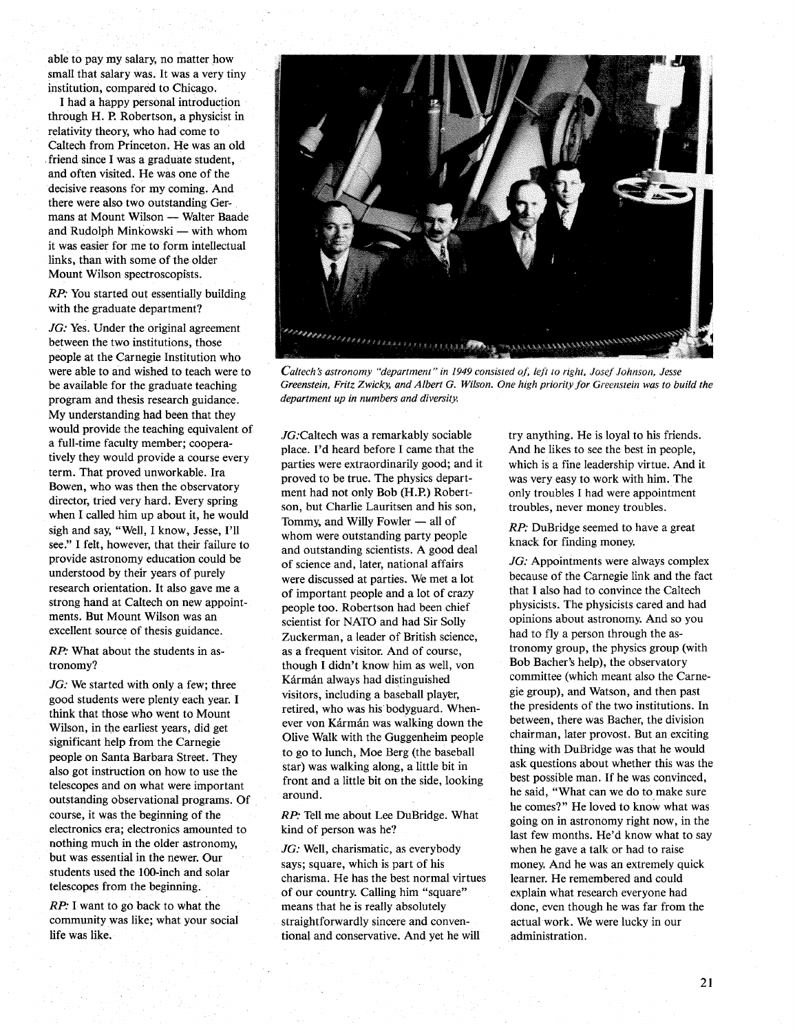able to pay my salary, no matter how small that salary was. It was a very tiny institution, compared to Chicago.

I had a happy personal introduction through H. P. Robertson, a physicist in relativity theory, who had come to Caltech from Princeton. He was an old friend since I was a graduate student, and often visited. He was one of the decisive reasons for my coming. And there were also two outstanding Germans at Mount Wilson — Walter Baade and Rudolph Minkowski — with whom it was easier for me to form intellectual links, than with some of the older Mount Wilson spectroscopists.

*RP:* You started out essentially building with the graduate department?

*JG:* Yes. Under the original agreement between the two institutions, those people at the Carnegie Institution who were able to and wished to teach were to be available for the graduate teaching program and thesis research guidance. My understanding had been that they would provide the teaching equivalent of a full-time faculty member; cooperatively they would provide a course every term. That proved unworkable. Ira Bowen, who was then the observatory director, tried very hard. Every spring when I called him up about it, he would sigh and say, "Well, I know, Jesse, I'll see." I felt, however, that their failure to provide astronomy education could be understood by their years of purely research orientation. It also gave me a strong hand at Caltech on new appointments. But Mount Wilson was an excellent source of thesis guidance.

*RP:* What about the students in astronomy?

*JG:* We started with only a few; three good students were plenty each year. I think that those who went to Mount Wilson, in the earliest years, did get significant help from the Carnegie people on Santa Barbara Street. They also got instruction on how to use the telescopes and on what were important outstanding observational programs. Of course, it was the beginning of the electronics era; electronics amounted to nothing much in the older astronomy, but was essential in the newer. Our students used the 100-inch and solar telescopes from the beginning.

*RP:* I want to go back to what the community was like; what your social life was like.

*Caltech's astronomy "department" in 1949 consisted of, left to right, Josef Johnson, Jesse Greenstein, Fritz Zwicky, and Albert G. Wilson. One high priority for Greenstein was to build the department up in numbers and diversity.*

*JG:* Caltech was a remarkably sociable place. I'd heard before I came that the parties were extraordinarily good; and it proved to be true. The physics department had not only Bob (H.P.) Robertson, but Charlie Lauritsen and his son, Tommy, and Willy Fowler — all of whom were outstanding party people and outstanding scientists. A good deal of science and, later, national affairs were discussed at parties. We met a lot of important people and a lot of crazy people too. Robertson had been chief scientist for NATO and had Sir Solly Zuckerman, a leader of British science, as a frequent visitor. And of course, though I didn't know him as well, von Kármán always had distinguished visitors, including a baseball player, retired, who was his bodyguard. Whenever von Kármán was walking down the Olive Walk with the Guggenheim people to go to lunch, Moe Berg (the baseball star) was walking along, a little bit in front and a little bit on the side, looking around.

*RP:* Tell me about Lee DuBridge. What kind of person was he?

*JG:* Well, charismatic, as everybody says; square, which is part of his charisma. He has the best normal virtues of our country. Calling him "square" means that he is really absolutely straightforwardly sincere and conventional and conservative. And yet he will try anything. He is loyal to his friends. And he likes to see the best in people, which is a fine leadership virtue. And it was very easy to work with him. The only troubles I had were appointment troubles, never money troubles.

*RP:* DuBridge seemed to have a great knack for finding money.

*JG:* Appointments were always complex because of the Carnegie link and the fact that I also had to convince the Caltech physicists. The physicists cared and had opinions about astronomy. And so you had to fly a person through the astronomy group, the physics group (with Bob Bacher's help), the observatory committee (which meant also the Carnegie group), and Watson, and then past the presidents of the two institutions. In between, there was Bacher, the division chairman, later provost. But an exciting thing with DuBridge was that he would ask questions about whether this was the best possible man. If he was convinced, he said, "What can we do to make sure he comes?" He loved to know what was going on in astronomy right now, in the last few months. He'd know what to say when he gave a talk or had to raise money. And he was an extremely quick learner. He remembered and could explain what research everyone had done, even though he was far from the actual work. We were lucky in our administration.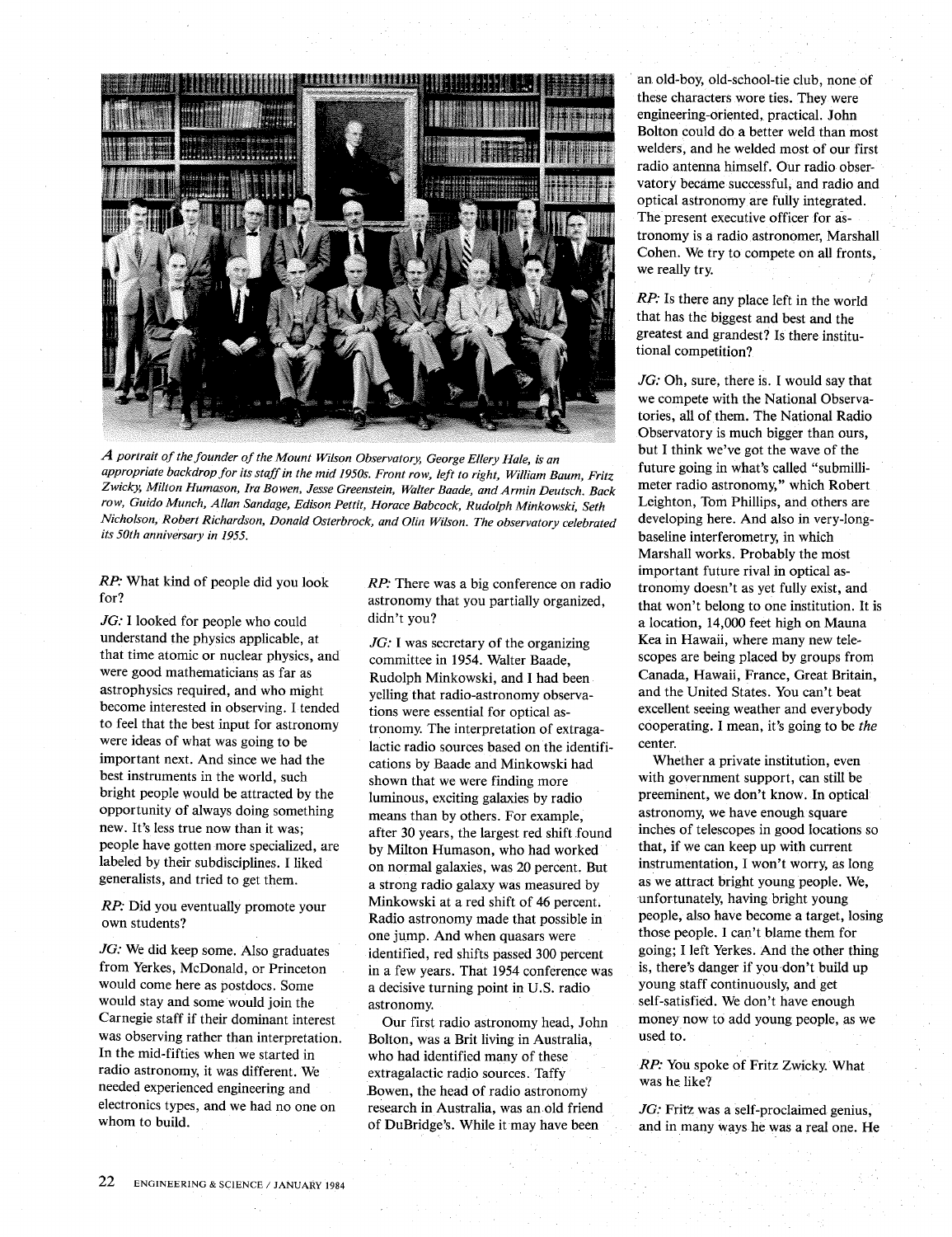*A portrait of the founder of the Mount Wilson Observatory, George Ellery Hale, is an appropriate backdrop for its staff in the mid 1950s. Front row, left to right, William Baum, Fritz Zwicky, Milton Humason, Ira Bowen, Jesse Greenstein, Walter Baade, and Armin Deutsch. Back row, Guido Munch, Allan Sandage, Edison Pettit, Horace Babcock, Rudolph Minkowski, Seth Nicholson, Robert Richardson, Donald Osterbrock, and Olin Wilson. The observatory celebrated its 50th anniversary in 1955.*

*RP:* What kind of people did you look for?

*JG:* I looked for people who could understand the physics applicable, at that time atomic or nuclear physics, and were good mathematicians as far as astrophysics required, and who might become interested in observing. I tended to feel that the best input for astronomy were ideas of what was going to be important next. And since we had the best instruments in the world, such bright people would be attracted by the opportunity of always doing something new. It's less true now than it was; people have gotten more specialized, are labeled by their subdisciplines. I liked generalists, and tried to get them.

*RP:* Did you eventually promote your own students?

*JG:* We did keep some. Also graduates from Yerkes, McDonald, or Princeton would come here as postdocs. Some would stay and some would join the Carnegie staff if their dominant interest was observing rather than interpretation. In the mid-fifties when we started in radio astronomy, it was different. We needed experienced engineering and electronics types, and we had no one on whom to build.

*RP:* There was a big conference on radio astronomy that you partially organized, didn't you?

*JG:* I was secretary of the organizing committee in 1954. Walter Baade, Rudolph Minkowski, and I had been yelling that radio-astronomy observations were essential for optical astronomy. The interpretation of extragalactic radio sources based on the identifications by Baade and Minkowski had shown that we were finding more luminous, exciting galaxies by radio means than by others. For example, after 30 years, the largest red shift found by Milton Humason, who had worked on normal galaxies, was 20 percent. But a strong radio galaxy was measured by Minkowski at a red shift of 46 percent. Radio astronomy made that possible in one jump. And when quasars were identified, red shifts passed 300 percent in a few years. That 1954 conference was a decisive turning point in U.S. radio astronomy.

Our first radio astronomy head, John Bolton, was a Brit living in Australia, who had identified many of these extragalactic radio sources. Taffy Bowen, the head of radio astronomy research in Australia, was an old friend of DuBridge's. While it may have been an old-boy, old-school-tie club, none of these characters wore ties. They were engineering-oriented, practical. John Bolton could do a better weld than most welders, and he welded most of our first radio antenna himself. Our radio observatory became successful, and radio and optical astronomy are fully integrated. The present executive officer for astronomy is a radio astronomer, Marshall Cohen. We try to compete on all fronts, we really try.

*RP:* Is there any place left in the world that has the biggest and best and the greatest and grandest? Is there institutional competition?

*JG:* Oh, sure, there is. I would say that we compete with the National Observatories, all of them. The National Radio Observatory is much bigger than ours, but I think we've got the wave of the future going in what's called "submillimeter radio astronomy," which Robert Leighton, Tom Phillips, and others are developing here. And also in very-long-baseline interferometry, in which Marshall works. Probably the most important future rival in optical astronomy doesn't as yet fully exist, and that won't belong to one institution. It is a location, 14,000 feet high on Mauna Kea in Hawaii, where many new telescopes are being placed by groups from Canada, Hawaii, France, Great Britain, and the United States. You can't beat excellent seeing weather and everybody cooperating. I mean, it's going to be *the* center.

Whether a private institution, even with government support, can still be preeminent, we don't know. In optical astronomy, we have enough square inches of telescopes in good locations so that, if we can keep up with current instrumentation, I won't worry, as long as we attract bright young people. We, unfortunately, having bright young people, also have become a target, losing those people. I can't blame them for going; I left Yerkes. And the other thing is, there's danger if you don't build up young staff continuously, and get self-satisfied. We don't have enough money now to add young people, as we used to.

*RP:* You spoke of Fritz Zwicky. What was he like?

*JG:* Fritz was a self-proclaimed genius, and in many ways he was a real one. He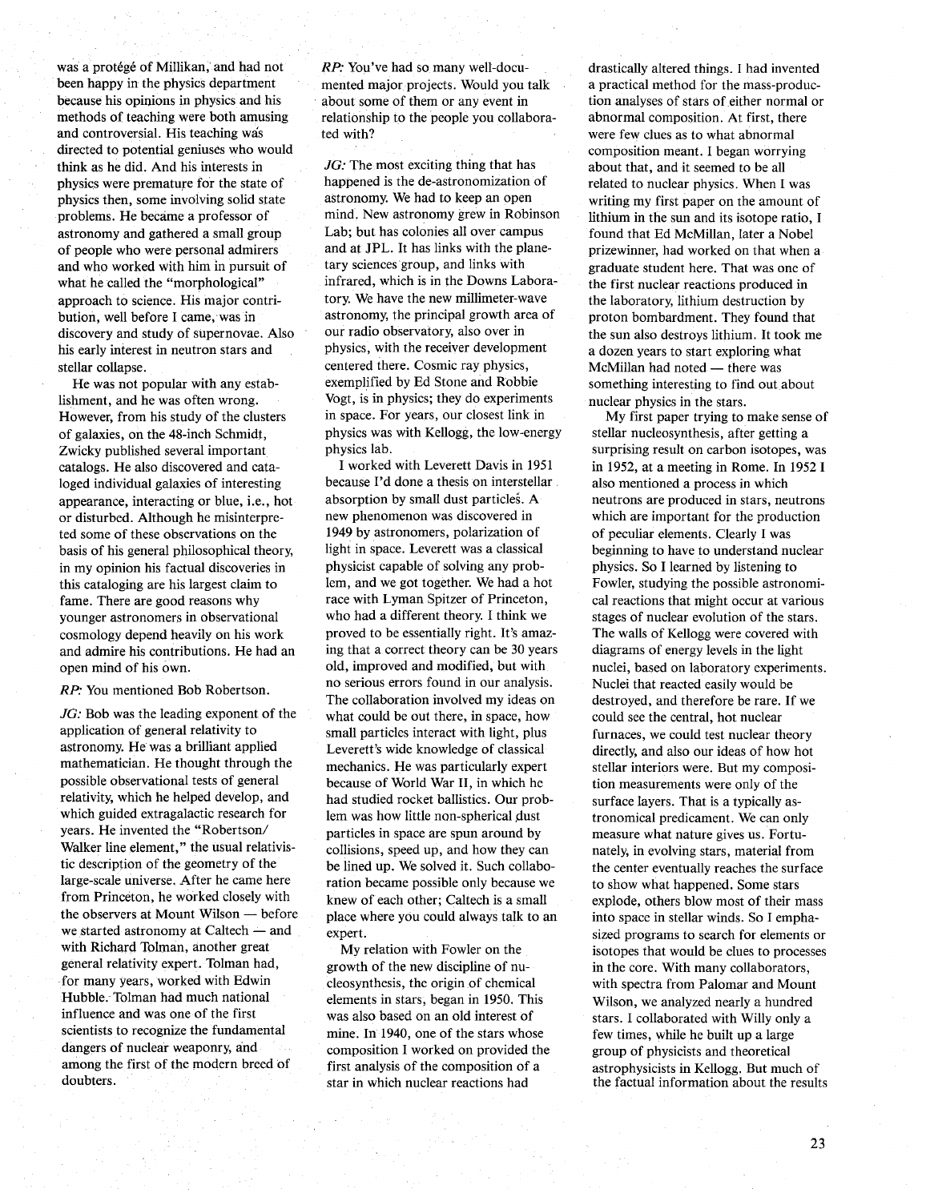was a protégé of Millikan, and had not been happy in the physics department because his opinions in physics and his methods of teaching were both amusing and controversial. His teaching was directed to potential geniuses who would think as he did. And his interests in physics were premature for the state of physics then, some involving solid state problems. He became a professor of astronomy and gathered a small group of people who were personal admirers and who worked with him in pursuit of what he called the "morphological" approach to science. His major contribution, well before I came, was in discovery and study of supernovae. Also his early interest in neutron stars and stellar collapse.

He was not popular with any establishment, and he was often wrong. However, from his study of the clusters of galaxies, on the 48-inch Schmidt, Zwicky published several important catalogs. He also discovered and cataloged individual galaxies of interesting appearance, interacting or blue, i.e., hot or disturbed. Although he misinterpreted some of these observations on the basis of his general philosophical theory, in my opinion his factual discoveries in this cataloging are his largest claim to fame. There are good reasons why younger astronomers in observational cosmology depend heavily on his work and admire his contributions. He had an open mind of his own.

*RP:* You mentioned Bob Robertson.

*JG:* Bob was the leading exponent of the application of general relativity to astronomy. He was a brilliant applied mathematician. He thought through the possible observational tests of general relativity, which he helped develop, and which guided extragalactic research for years. He invented the "Robertson/Walker line element," the usual relativistic description of the geometry of the large-scale universe. After he came here from Princeton, he worked closely with the observers at Mount Wilson — before we started astronomy at Caltech — and with Richard Tolman, another great general relativity expert. Tolman had, for many years, worked with Edwin Hubble. Tolman had much national influence and was one of the first scientists to recognize the fundamental dangers of nuclear weaponry, and among the first of the modern breed of doubters.

*RP:* You've had so many well-documented major projects. Would you talk about some of them or any event in relationship to the people you collaborated with?

*JG:* The most exciting thing that has happened is the de-astronomization of astronomy. We had to keep an open mind. New astronomy grew in Robinson Lab; but has colonies all over campus and at JPL. It has links with the planetary sciences group, and links with infrared, which is in the Downs Laboratory. We have the new millimeter-wave astronomy, the principal growth area of our radio observatory, also over in physics, with the receiver development centered there. Cosmic ray physics, exemplified by Ed Stone and Robbie Vogt, is in physics; they do experiments in space. For years, our closest link in physics was with Kellogg, the low-energy physics lab.

I worked with Leverett Davis in 1951 because I'd done a thesis on interstellar absorption by small dust particles. A new phenomenon was discovered in 1949 by astronomers, polarization of light in space. Leverett was a classical physicist capable of solving any problem, and we got together. We had a hot race with Lyman Spitzer of Princeton, who had a different theory. I think we proved to be essentially right. It's amazing that a correct theory can be 30 years old, improved and modified, but with no serious errors found in our analysis. The collaboration involved my ideas on what could be out there, in space, how small particles interact with light, plus Leverett's wide knowledge of classical mechanics. He was particularly expert because of World War II, in which he had studied rocket ballistics. Our problem was how little non-spherical dust particles in space are spun around by collisions, speed up, and how they can be lined up. We solved it. Such collaboration became possible only because we knew of each other; Caltech is a small place where you could always talk to an expert.

My relation with Fowler on the growth of the new discipline of nucleosynthesis, the origin of chemical elements in stars, began in 1950. This was also based on an old interest of mine. In 1940, one of the stars whose composition I worked on provided the first analysis of the composition of a star in which nuclear reactions had drastically altered things. I had invented a practical method for the mass-production analyses of stars of either normal or abnormal composition. At first, there were few clues as to what abnormal composition meant. I began worrying about that, and it seemed to be all related to nuclear physics. When I was writing my first paper on the amount of lithium in the sun and its isotope ratio, I found that Ed McMillan, later a Nobel prizewinner, had worked on that when a graduate student here. That was one of the first nuclear reactions produced in the laboratory, lithium destruction by proton bombardment. They found that the sun also destroys lithium. It took me a dozen years to start exploring what McMillan had noted — there was something interesting to find out about nuclear physics in the stars.

My first paper trying to make sense of stellar nucleosynthesis, after getting a surprising result on carbon isotopes, was in 1952, at a meeting in Rome. In 1952 I also mentioned a process in which neutrons are produced in stars, neutrons which are important for the production of peculiar elements. Clearly I was beginning to have to understand nuclear physics. So I learned by listening to Fowler, studying the possible astronomical reactions that might occur at various stages of nuclear evolution of the stars. The walls of Kellogg were covered with diagrams of energy levels in the light nuclei, based on laboratory experiments. Nuclei that reacted easily would be destroyed, and therefore be rare. If we could see the central, hot nuclear furnaces, we could test nuclear theory directly, and also our ideas of how hot stellar interiors were. But my composition measurements were only of the surface layers. That is a typically astronomical predicament. We can only measure what nature gives us. Fortunately, in evolving stars, material from the center eventually reaches the surface to show what happened. Some stars explode, others blow most of their mass into space in stellar winds. So I emphasized programs to search for elements or isotopes that would be clues to processes in the core. With many collaborators, with spectra from Palomar and Mount Wilson, we analyzed nearly a hundred stars. I collaborated with Willy only a few times, while he built up a large group of physicists and theoretical astrophysicists in Kellogg. But much of the factual information about the results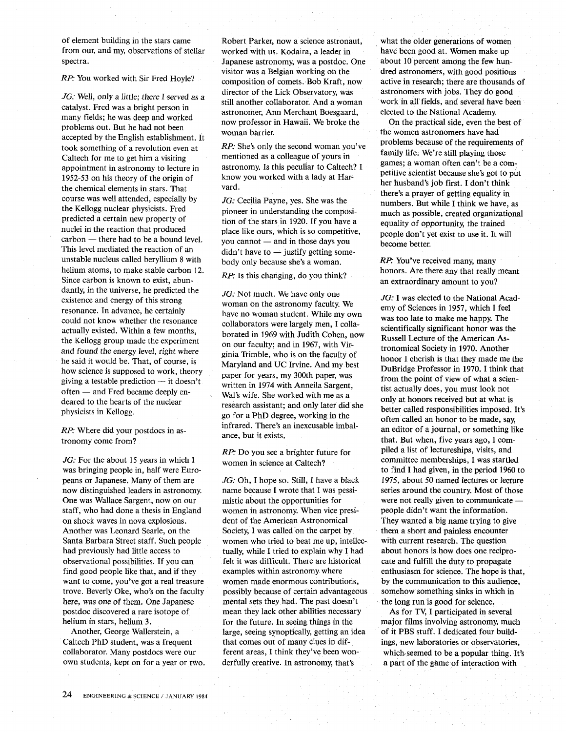of element building in the stars came from our, and my, observations of stellar spectra.

*RP:* You worked with Sir Fred Hoyle?

*JG:* Well, only a little; there I served as a catalyst. Fred was a bright person in many fields; he was deep and worked problems out. But he had not been accepted by the English establishment. It took something of a revolution even at Caltech for me to get him a visiting appointment in astronomy to lecture in 1952-53 on his theory of the origin of the chemical elements in stars. That course was well attended, especially by the Kellogg nuclear physicists. Fred predicted a certain new property of nuclei in the reaction that produced carbon — there had to be a bound level. This level mediated the reaction of an unstable nucleus called beryllium 8 with helium atoms, to make stable carbon 12. Since carbon is known to exist, abundantly, in the universe, he predicted the existence and energy of this strong resonance. In advance, he certainly could not know whether the resonance actually existed. Within a few months, the Kellogg group made the experiment and found the energy level, right where he said it would be. That, of course, is how science is supposed to work, theory giving a testable prediction — it doesn't often — and Fred became deeply endeared to the hearts of the nuclear physicists in Kellogg.

*RP:* Where did your postdocs in astronomy come from?

*JG:* For the about 15 years in which I was bringing people in, half were Europeans or Japanese. Many of them are now distinguished leaders in astronomy. One was Wallace Sargent, now on our staff, who had done a thesis in England on shock waves in nova explosions. Another was Leonard Searle, on the Santa Barbara Street staff. Such people had previously had little access to observational possibilities. If you can find good people like that, and if they want to come, you've got a real treasure trove. Beverly Oke, who's on the faculty here, was one of them. One Japanese postdoc discovered a rare isotope of helium in stars, helium 3.

Another, George Wallerstein, a Caltech PhD student, was a frequent collaborator. Many postdocs were our own students, kept on for a year or two. Robert Parker, now a science astronaut, worked with us. Kodaira, a leader in Japanese astronomy, was a postdoc. One visitor was a Belgian working on the composition of comets. Bob Kraft, now director of the Lick Observatory, was still another collaborator. And a woman astronomer, Ann Merchant Boesgaard, now professor in Hawaii. We broke the woman barrier.

*RP:* She's only the second woman you've mentioned as a colleague of yours in astronomy. Is this peculiar to Caltech? I know you worked with a lady at Harvard.

*JG:* Cecilia Payne, yes. She was the pioneer in understanding the composition of the stars in 1920. If you have a place like ours, which is so competitive, you cannot — and in those days you didn't have to — justify getting somebody only because she's a woman.

*RP:* Is this changing, do you think?

*JG:* Not much. We have only one woman on the astronomy faculty. We have no woman student. While my own collaborators were largely men, I collaborated in 1969 with Judith Cohen, now on our faculty; and in 1967, with Virginia Trimble, who is on the faculty of Maryland and UC Irvine. And my best paper for years, my 300th paper, was written in 1974 with Anneila Sargent, Wal's wife. She worked with me as a research assistant; and only later did she go for a PhD degree, working in the infrared. There's an inexcusable imbalance, but it exists.

*RP:* Do you see a brighter future for women in science at Caltech?

*JG:* Oh, I hope so. Still, I have a black name because I wrote that I was pessimistic about the opportunities for women in astronomy. When vice president of the American Astronomical Society, I was called on the carpet by women who tried to beat me up, intellectually, while I tried to explain why I had felt it was difficult. There are historical examples within astronomy where women made enormous contributions, possibly because of certain advantageous mental sets they had. The past doesn't mean they lack other abilities necessary for the future. In seeing things in the large, seeing synoptically, getting an idea that comes out of many clues in different areas, I think they've been wonderfully creative. In astronomy, that's what the older generations of women have been good at. Women make up about 10 percent among the few hundred astronomers, with good positions active in research; there are thousands of astronomers with jobs. They do good work in all fields, and several have been elected to the National Academy.

On the practical side, even the best of the women astronomers have had problems because of the requirements of family life. We're still playing those games; a woman often can't be a competitive scientist because she's got to put her husband's job first. I don't think there's a prayer of getting equality in numbers. But while I think we have, as much as possible, created organizational equality of opportunity, the trained people don't yet exist to use it. It will become better.

*RP:* You've received many, many honors. Are there any that really meant an extraordinary amount to you?

*JG:* I was elected to the National Academy of Sciences in 1957, which I feel was too late to make me happy. The scientifically significant honor was the Russell Lecture of the American Astronomical Society in 1970. Another honor I cherish is that they made me the DuBridge Professor in 1970. I think that from the point of view of what a scientist actually does, you must look not only at honors received but at what is better called responsibilities imposed. It's often called an honor to be made, say, an editor of a journal, or something like that. But when, five years ago, I compiled a list of lectureships, visits, and committee memberships, I was startled to find I had given, in the period 1960 to 1975, about 50 named lectures or lecture series around the country. Most of those were not really given to communicate — people didn't want the information. They wanted a big name trying to give them a short and painless encounter with current research. The question about honors is how does one reciprocate and fulfill the duty to propagate enthusiasm for science. The hope is that, by the communication to this audience, somehow something sinks in which in the long run is good for science.

As for TV, I participated in several major films involving astronomy, much of it PBS stuff. I dedicated four buildings, new laboratories or observatories, which seemed to be a popular thing. It's a part of the game of interaction with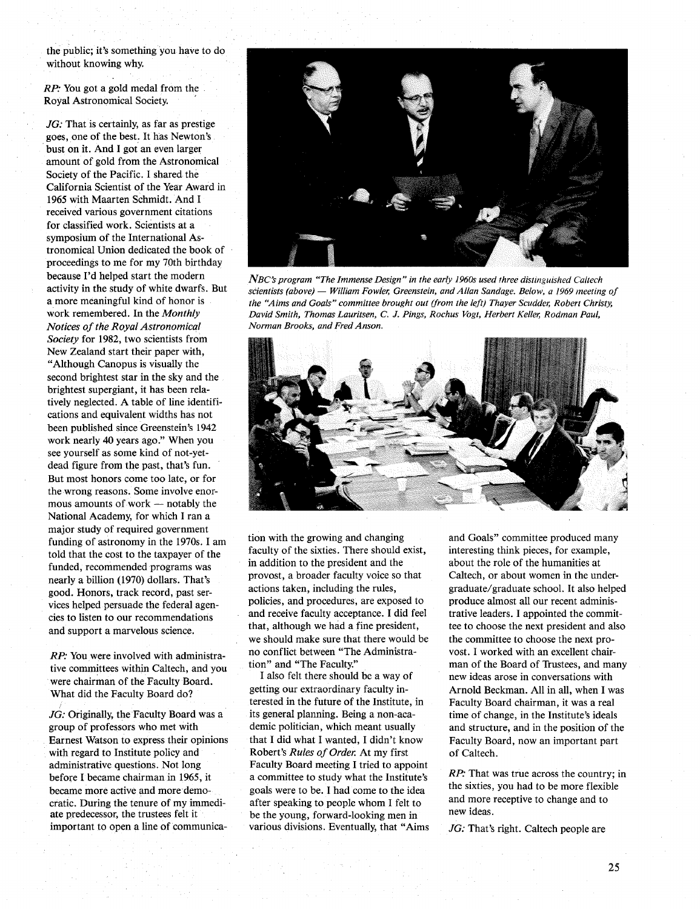the public; it's something you have to do without knowing why.

*RP:* You got a gold medal from the Royal Astronomical Society.

*JG:* That is certainly, as far as prestige goes, one of the best. It has Newton's bust on it. And I got an even larger amount of gold from the Astronomical Society of the Pacific. I shared the California Scientist of the Year Award in 1965 with Maarten Schmidt. And I received various government citations for classified work. Scientists at a symposium of the International Astronomical Union dedicated the book of proceedings to me for my 70th birthday because I'd helped start the modern activity in the study of white dwarfs. But a more meaningful kind of honor is work remembered. In the *Monthly Notices of the Royal Astronomical Society* for 1982, two scientists from New Zealand start their paper with, "Although Canopus is visually the second brightest star in the sky and the brightest supergiant, it has been relatively neglected. A table of line identifications and equivalent widths has not been published since Greenstein's 1942 work nearly 40 years ago." When you see yourself as some kind of not-yet-dead figure from the past, that's fun. But most honors come too late, or for the wrong reasons. Some involve enormous amounts of work — notably the National Academy, for which I ran a major study of required government funding of astronomy in the 1970s. I am told that the cost to the taxpayer of the funded, recommended programs was nearly a billion (1970) dollars. That's good. Honors, track record, past services helped persuade the federal agencies to listen to our recommendations and support a marvelous science.

*RP:* You were involved with administrative committees within Caltech, and you were chairman of the Faculty Board. What did the Faculty Board do?

*JG:* Originally, the Faculty Board was a group of professors who met with Earnest Watson to express their opinions with regard to Institute policy and administrative questions. Not long before I became chairman in 1965, it became more active and more democratic. During the tenure of my immediate predecessor, the trustees felt it important to open a line of communication with the growing and changing faculty of the sixties. There should exist, in addition to the president and the provost, a broader faculty voice so that actions taken, including the rules, policies, and procedures, are exposed to and receive faculty acceptance. I did feel that, although we had a fine president, we should make sure that there would be no conflict between "The Administration" and "The Faculty."

I also felt there should be a way of getting our extraordinary faculty interested in the future of the Institute, in its general planning. Being a non-academic politician, which meant usually that I did what I wanted, I didn't know Robert's *Rules of Order.* At my first Faculty Board meeting I tried to appoint a committee to study what the Institute's goals were to be. I had come to the idea after speaking to people whom I felt to be the young, forward-looking men in various divisions. Eventually, that "Aims and Goals" committee produced many interesting think pieces, for example, about the role of the humanities at Caltech, or about women in the undergraduate/graduate school. It also helped produce almost all our recent administrative leaders. I appointed the committee to choose the next president and also the committee to choose the next provost. I worked with an excellent chairman of the Board of Trustees, and many new ideas arose in conversations with Arnold Beckman. All in all, when I was Faculty Board chairman, it was a real time of change, in the Institute's ideals and structure, and in the position of the Faculty Board, now an important part of Caltech.

*RP:* That was true across the country; in the sixties, you had to be more flexible and more receptive to change and to new ideas.

*JG:* That's right. Caltech people are

*NBC's program "The Immense Design" in the early 1960s used three distinguished Caltech scientists (above) — William Fowler, Greenstein, and Allan Sandage. Below, a 1969 meeting of the "Aims and Goals" committee brought out (from the left) Thayer Scudder, Robert Christy, David Smith, Thomas Lauritsen, C. J. Pings, Rochus Vogt, Herbert Keller, Rodman Paul, Norman Brooks, and Fred Anson.*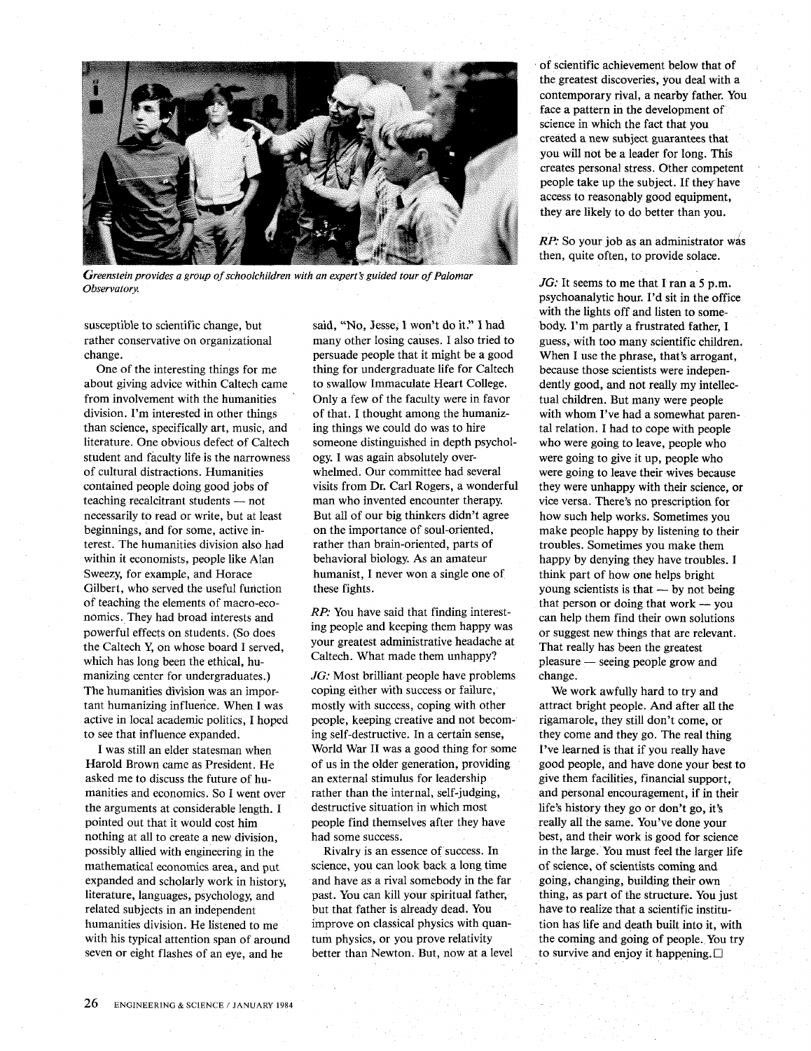*Greenstein provides a group of schoolchildren with an expert's guided tour of Palomar Observatory.*

susceptible to scientific change, but rather conservative on organizational change.

One of the interesting things for me about giving advice within Caltech came from involvement with the humanities division. I'm interested in other things than science, specifically art, music, and literature. One obvious defect of Caltech student and faculty life is the narrowness of cultural distractions. Humanities contained people doing good jobs of teaching recalcitrant students — not necessarily to read or write, but at least beginnings, and for some, active interest. The humanities division also had within it economists, people like Alan Sweezy, for example, and Horace Gilbert, who served the useful function of teaching the elements of macro-economics. They had broad interests and powerful effects on students. (So does the Caltech Y, on whose board I served, which has long been the ethical, humanizing center for undergraduates.) The humanities division was an important humanizing influence. When I was active in local academic politics, I hoped to see that influence expanded.

I was still an elder statesman when Harold Brown came as President. He asked me to discuss the future of humanities and economics. So I went over the arguments at considerable length. I pointed out that it would cost him nothing at all to create a new division, possibly allied with engineering in the mathematical economics area, and put expanded and scholarly work in history, literature, languages, psychology, and related subjects in an independent humanities division. He listened to me with his typical attention span of around seven or eight flashes of an eye, and he said, "No, Jesse, I won't do it." I had many other losing causes. I also tried to persuade people that it might be a good thing for undergraduate life for Caltech to swallow Immaculate Heart College. Only a few of the faculty were in favor of that. I thought among the humanizing things we could do was to hire someone distinguished in depth psychology. I was again absolutely overwhelmed. Our committee had several visits from Dr. Carl Rogers, a wonderful man who invented encounter therapy. But all of our big thinkers didn't agree on the importance of soul-oriented, rather than brain-oriented, parts of behavioral biology. As an amateur humanist, I never won a single one of these fights.

*RP:* You have said that finding interesting people and keeping them happy was your greatest administrative headache at Caltech. What made them unhappy?

*JG:* Most brilliant people have problems coping either with success or failure, mostly with success, coping with other people, keeping creative and not becoming self-destructive. In a certain sense, World War II was a good thing for some of us in the older generation, providing an external stimulus for leadership rather than the internal, self-judging, destructive situation in which most people find themselves after they have had some success.

Rivalry is an essence of success. In science, you can look back a long time and have as a rival somebody in the far past. You can kill your spiritual father, but that father is already dead. You improve on classical physics with quantum physics, or you prove relativity better than Newton. But, now at a level of scientific achievement below that of the greatest discoveries, you deal with a contemporary rival, a nearby father. You face a pattern in the development of science in which the fact that you created a new subject guarantees that you will not be a leader for long. This creates personal stress. Other competent people take up the subject. If they have access to reasonably good equipment, they are likely to do better than you.

*RP:* So your job as an administrator was then, quite often, to provide solace.

*JG:* It seems to me that I ran a 5 p.m. psychoanalytic hour. I'd sit in the office with the lights off and listen to somebody. I'm partly a frustrated father, I guess, with too many scientific children. When I use the phrase, that's arrogant, because those scientists were independently good, and not really my intellectual children. But many were people with whom I've had a somewhat parental relation. I had to cope with people who were going to leave, people who were going to give it up, people who were going to leave their wives because they were unhappy with their science, or vice versa. There's no prescription for how such help works. Sometimes you make people happy by listening to their troubles. Sometimes you make them happy by denying they have troubles. I think part of how one helps bright young scientists is that — by not being that person or doing that work — you can help them find their own solutions or suggest new things that are relevant. That really has been the greatest pleasure — seeing people grow and change.

We work awfully hard to try and attract bright people. And after all the rigamarole, they still don't come, or they come and they go. The real thing I've learned is that if you really have good people, and have done your best to give them facilities, financial support, and personal encouragement, if in their life's history they go or don't go, it's really all the same. You've done your best, and their work is good for science in the large. You must feel the larger life of science, of scientists coming and going, changing, building their own thing, as part of the structure. You just have to realize that a scientific institution has life and death built into it, with the coming and going of people. You try to survive and enjoy it happening. □